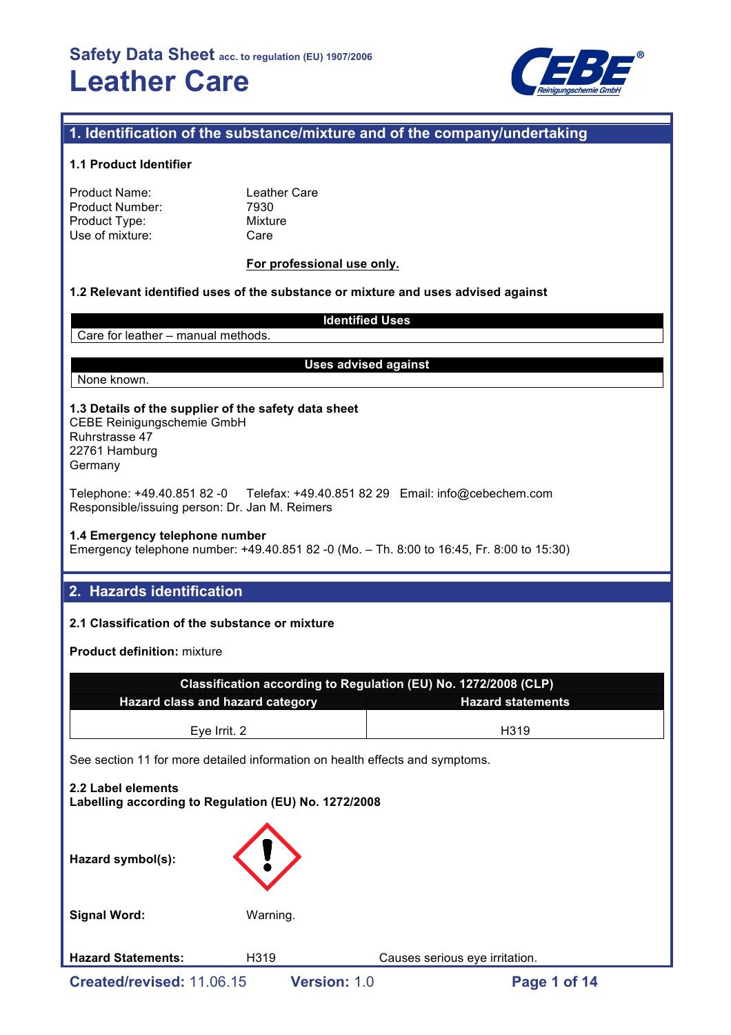# Safety Data Sheet acc. to regulation (EU) 1907/2006
# Leather Care

## 1. Identification of the substance/mixture and of the company/undertaking

### 1.1 Product Identifier

| | |
|---|---|
| Product Name: | Leather Care |
| Product Number: | 7930 |
| Product Type: | Mixture |
| Use of mixture: | Care |

**For professional use only.**

### 1.2 Relevant identified uses of the substance or mixture and uses advised against

| Identified Uses |
|---|
| Care for leather – manual methods. |

| Uses advised against |
|---|
| None known. |

### 1.3 Details of the supplier of the safety data sheet

CEBE Reinigungschemie GmbH
Ruhrstrasse 47
22761 Hamburg
Germany

Telephone: +49.40.851 82 -0 Telefax: +49.40.851 82 29 Email: info@cebechem.com
Responsible/issuing person: Dr. Jan M. Reimers

### 1.4 Emergency telephone number

Emergency telephone number: +49.40.851 82 -0 (Mo. – Th. 8:00 to 16:45, Fr. 8:00 to 15:30)

## 2. Hazards identification

### 2.1 Classification of the substance or mixture

**Product definition:** mixture

| Classification according to Regulation (EU) No. 1272/2008 (CLP) | |
|---|---|
| **Hazard class and hazard category** | **Hazard statements** |
| Eye Irrit. 2 | H319 |

See section 11 for more detailed information on health effects and symptoms.

### 2.2 Label elements

**Labelling according to Regulation (EU) No. 1272/2008**

**Hazard symbol(s):**

**Signal Word:** Warning.

**Hazard Statements:** H319 Causes serious eye irritation.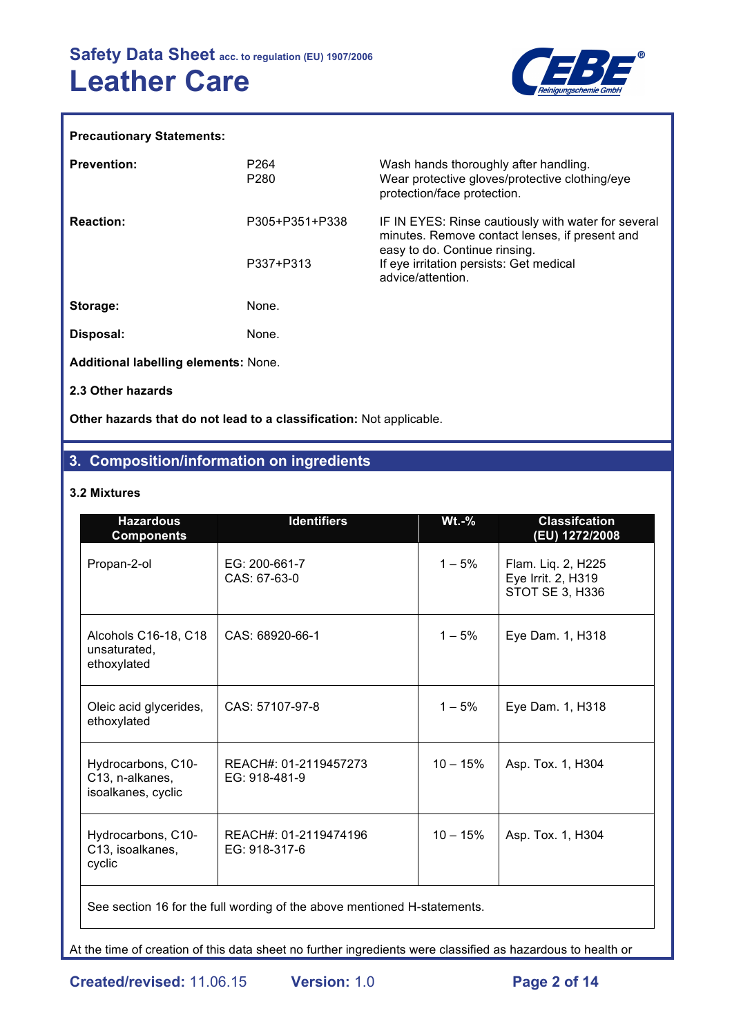**Precautionary Statements:**

| | | |
|---|---|---|
| **Prevention:** | P264<br>P280 | Wash hands thoroughly after handling.<br>Wear protective gloves/protective clothing/eye protection/face protection. |
| **Reaction:** | P305+P351+P338<br><br>P337+P313 | IF IN EYES: Rinse cautiously with water for several minutes. Remove contact lenses, if present and easy to do. Continue rinsing.<br>If eye irritation persists: Get medical advice/attention. |
| **Storage:** | None. | |
| **Disposal:** | None. | |

**Additional labelling elements:** None.

**2.3 Other hazards**

**Other hazards that do not lead to a classification:** Not applicable.

## 3. Composition/information on ingredients

### 3.2 Mixtures

| Hazardous Components | Identifiers | Wt.-% | Classifcation (EU) 1272/2008 |
|---|---|---|---|
| Propan-2-ol | EG: 200-661-7<br>CAS: 67-63-0 | 1 – 5% | Flam. Liq. 2, H225<br>Eye Irrit. 2, H319<br>STOT SE 3, H336 |
| Alcohols C16-18, C18 unsaturated, ethoxylated | CAS: 68920-66-1 | 1 – 5% | Eye Dam. 1, H318 |
| Oleic acid glycerides, ethoxylated | CAS: 57107-97-8 | 1 – 5% | Eye Dam. 1, H318 |
| Hydrocarbons, C10-C13, n-alkanes, isoalkanes, cyclic | REACH#: 01-2119457273<br>EG: 918-481-9 | 10 – 15% | Asp. Tox. 1, H304 |
| Hydrocarbons, C10-C13, isoalkanes, cyclic | REACH#: 01-2119474196<br>EG: 918-317-6 | 10 – 15% | Asp. Tox. 1, H304 |
| See section 16 for the full wording of the above mentioned H-statements. | | | |

At the time of creation of this data sheet no further ingredients were classified as hazardous to health or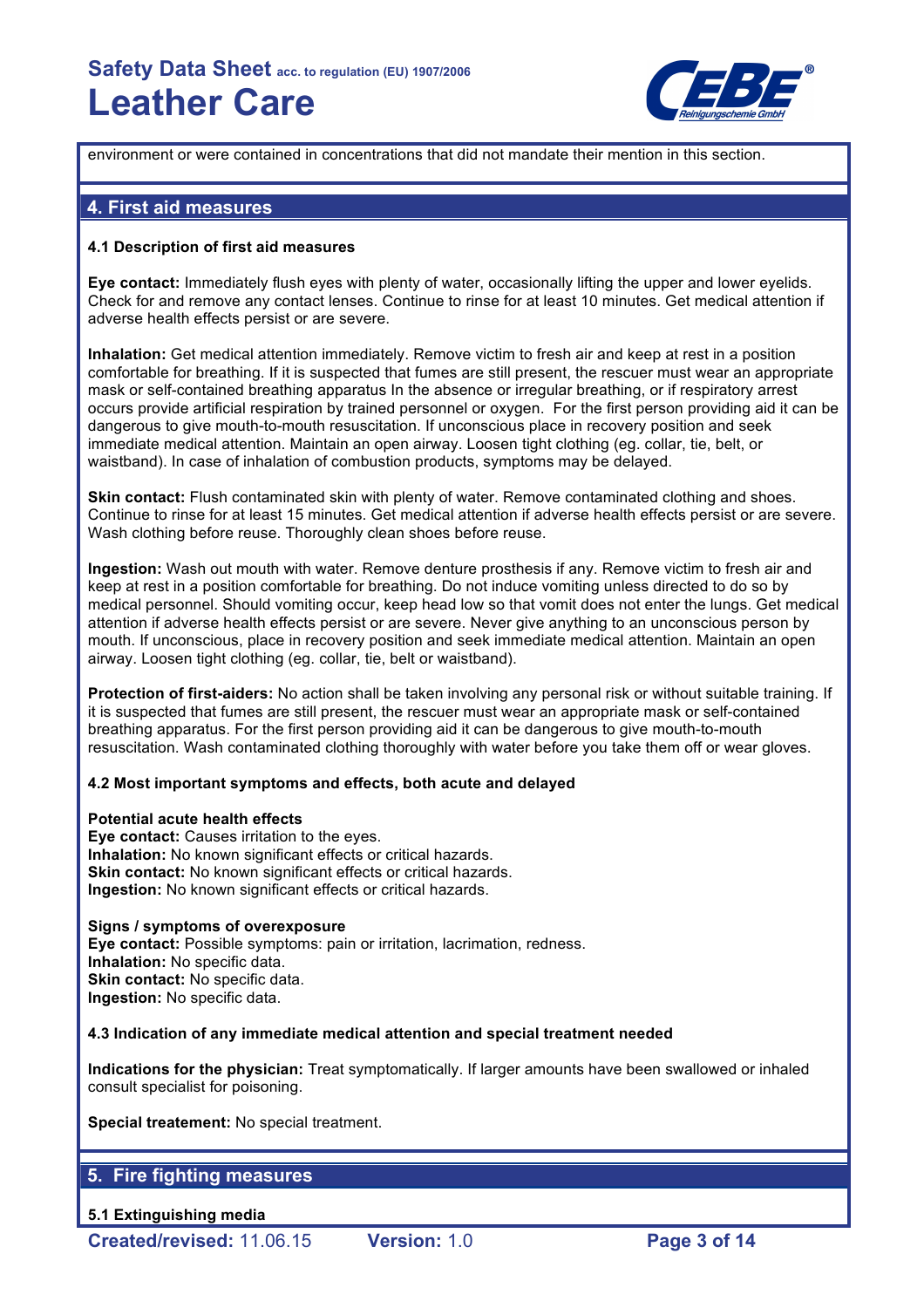environment or were contained in concentrations that did not mandate their mention in this section.

## 4. First aid measures

### 4.1 Description of first aid measures

**Eye contact:** Immediately flush eyes with plenty of water, occasionally lifting the upper and lower eyelids. Check for and remove any contact lenses. Continue to rinse for at least 10 minutes. Get medical attention if adverse health effects persist or are severe.

**Inhalation:** Get medical attention immediately. Remove victim to fresh air and keep at rest in a position comfortable for breathing. If it is suspected that fumes are still present, the rescuer must wear an appropriate mask or self-contained breathing apparatus In the absence or irregular breathing, or if respiratory arrest occurs provide artificial respiration by trained personnel or oxygen. For the first person providing aid it can be dangerous to give mouth-to-mouth resuscitation. If unconscious place in recovery position and seek immediate medical attention. Maintain an open airway. Loosen tight clothing (eg. collar, tie, belt, or waistband). In case of inhalation of combustion products, symptoms may be delayed.

**Skin contact:** Flush contaminated skin with plenty of water. Remove contaminated clothing and shoes. Continue to rinse for at least 15 minutes. Get medical attention if adverse health effects persist or are severe. Wash clothing before reuse. Thoroughly clean shoes before reuse.

**Ingestion:** Wash out mouth with water. Remove denture prosthesis if any. Remove victim to fresh air and keep at rest in a position comfortable for breathing. Do not induce vomiting unless directed to do so by medical personnel. Should vomiting occur, keep head low so that vomit does not enter the lungs. Get medical attention if adverse health effects persist or are severe. Never give anything to an unconscious person by mouth. If unconscious, place in recovery position and seek immediate medical attention. Maintain an open airway. Loosen tight clothing (eg. collar, tie, belt or waistband).

**Protection of first-aiders:** No action shall be taken involving any personal risk or without suitable training. If it is suspected that fumes are still present, the rescuer must wear an appropriate mask or self-contained breathing apparatus. For the first person providing aid it can be dangerous to give mouth-to-mouth resuscitation. Wash contaminated clothing thoroughly with water before you take them off or wear gloves.

### 4.2 Most important symptoms and effects, both acute and delayed

**Potential acute health effects**
**Eye contact:** Causes irritation to the eyes.
**Inhalation:** No known significant effects or critical hazards.
**Skin contact:** No known significant effects or critical hazards.
**Ingestion:** No known significant effects or critical hazards.

**Signs / symptoms of overexposure**
**Eye contact:** Possible symptoms: pain or irritation, lacrimation, redness.
**Inhalation:** No specific data.
**Skin contact:** No specific data.
**Ingestion:** No specific data.

### 4.3 Indication of any immediate medical attention and special treatment needed

**Indications for the physician:** Treat symptomatically. If larger amounts have been swallowed or inhaled consult specialist for poisoning.

**Special treatement:** No special treatment.

## 5. Fire fighting measures

### 5.1 Extinguishing media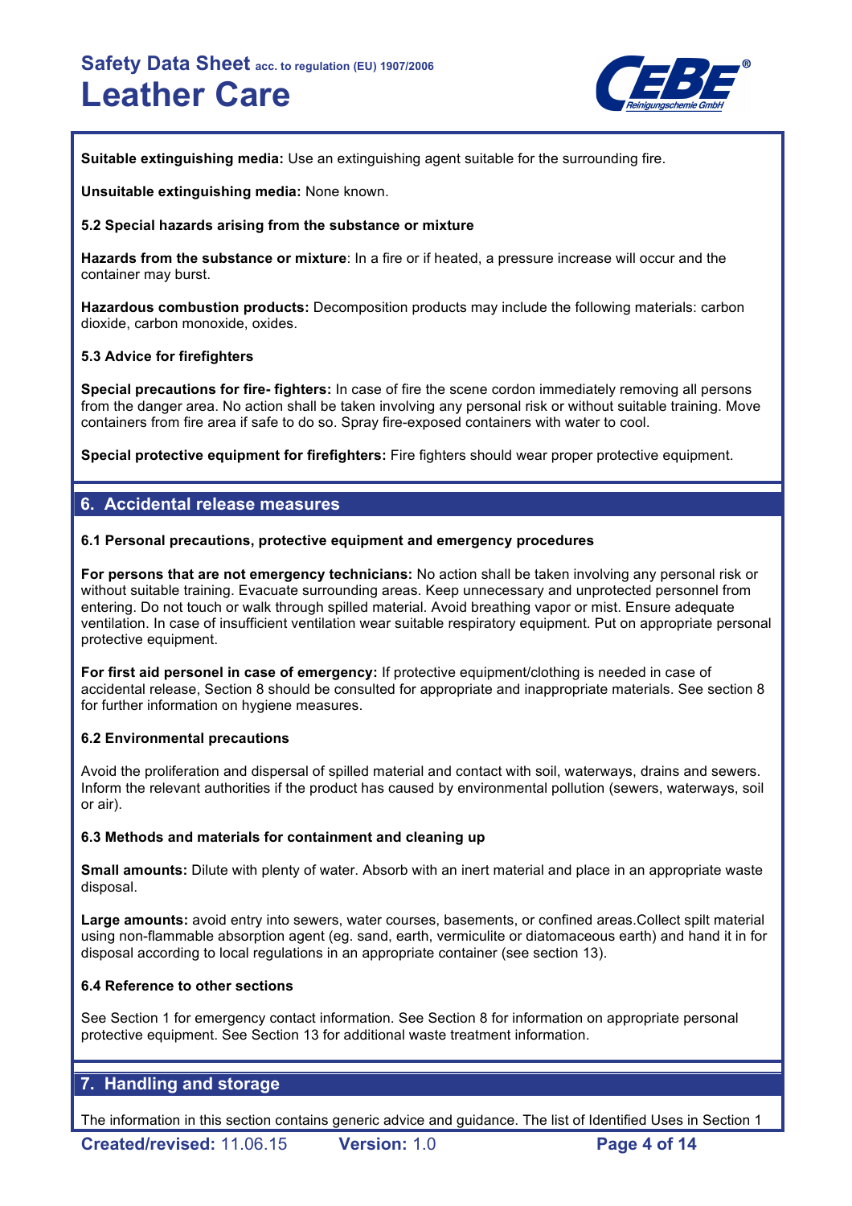**Suitable extinguishing media:** Use an extinguishing agent suitable for the surrounding fire.

**Unsuitable extinguishing media:** None known.

**5.2 Special hazards arising from the substance or mixture**

**Hazards from the substance or mixture**: In a fire or if heated, a pressure increase will occur and the container may burst.

**Hazardous combustion products:** Decomposition products may include the following materials: carbon dioxide, carbon monoxide, oxides.

**5.3 Advice for firefighters**

**Special precautions for fire- fighters:** In case of fire the scene cordon immediately removing all persons from the danger area. No action shall be taken involving any personal risk or without suitable training. Move containers from fire area if safe to do so. Spray fire-exposed containers with water to cool.

**Special protective equipment for firefighters:** Fire fighters should wear proper protective equipment.

## 6. Accidental release measures

**6.1 Personal precautions, protective equipment and emergency procedures**

**For persons that are not emergency technicians:** No action shall be taken involving any personal risk or without suitable training. Evacuate surrounding areas. Keep unnecessary and unprotected personnel from entering. Do not touch or walk through spilled material. Avoid breathing vapor or mist. Ensure adequate ventilation. In case of insufficient ventilation wear suitable respiratory equipment. Put on appropriate personal protective equipment.

**For first aid personel in case of emergency:** If protective equipment/clothing is needed in case of accidental release, Section 8 should be consulted for appropriate and inappropriate materials. See section 8 for further information on hygiene measures.

**6.2 Environmental precautions**

Avoid the proliferation and dispersal of spilled material and contact with soil, waterways, drains and sewers. Inform the relevant authorities if the product has caused by environmental pollution (sewers, waterways, soil or air).

**6.3 Methods and materials for containment and cleaning up**

**Small amounts:** Dilute with plenty of water. Absorb with an inert material and place in an appropriate waste disposal.

**Large amounts:** avoid entry into sewers, water courses, basements, or confined areas.Collect spilt material using non-flammable absorption agent (eg. sand, earth, vermiculite or diatomaceous earth) and hand it in for disposal according to local regulations in an appropriate container (see section 13).

**6.4 Reference to other sections**

See Section 1 for emergency contact information. See Section 8 for information on appropriate personal protective equipment. See Section 13 for additional waste treatment information.

## 7. Handling and storage

The information in this section contains generic advice and guidance. The list of Identified Uses in Section 1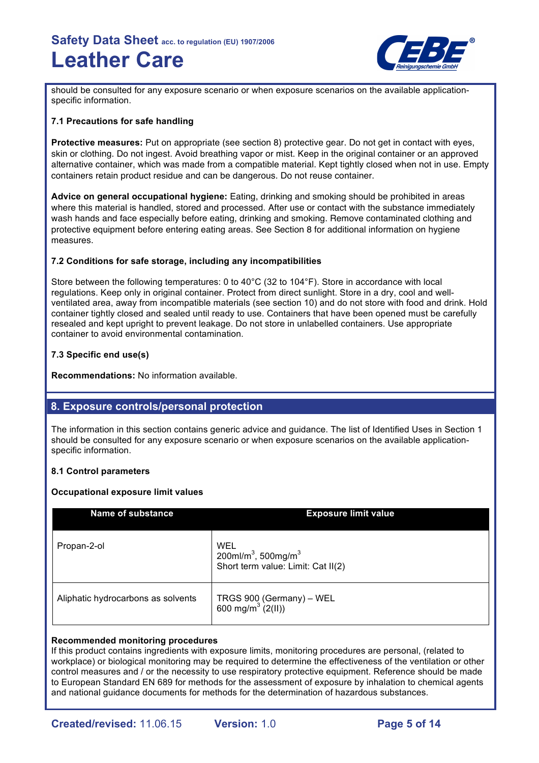should be consulted for any exposure scenario or when exposure scenarios on the available application-specific information.

### 7.1 Precautions for safe handling

**Protective measures:** Put on appropriate (see section 8) protective gear. Do not get in contact with eyes, skin or clothing. Do not ingest. Avoid breathing vapor or mist. Keep in the original container or an approved alternative container, which was made from a compatible material. Kept tightly closed when not in use. Empty containers retain product residue and can be dangerous. Do not reuse container.

**Advice on general occupational hygiene:** Eating, drinking and smoking should be prohibited in areas where this material is handled, stored and processed. After use or contact with the substance immediately wash hands and face especially before eating, drinking and smoking. Remove contaminated clothing and protective equipment before entering eating areas. See Section 8 for additional information on hygiene measures.

### 7.2 Conditions for safe storage, including any incompatibilities

Store between the following temperatures: 0 to 40°C (32 to 104°F). Store in accordance with local regulations. Keep only in original container. Protect from direct sunlight. Store in a dry, cool and well-ventilated area, away from incompatible materials (see section 10) and do not store with food and drink. Hold container tightly closed and sealed until ready to use. Containers that have been opened must be carefully resealed and kept upright to prevent leakage. Do not store in unlabelled containers. Use appropriate container to avoid environmental contamination.

### 7.3 Specific end use(s)

**Recommendations:** No information available.

## 8. Exposure controls/personal protection

The information in this section contains generic advice and guidance. The list of Identified Uses in Section 1 should be consulted for any exposure scenario or when exposure scenarios on the available application-specific information.

### 8.1 Control parameters

**Occupational exposure limit values**

| Name of substance | Exposure limit value |
|---|---|
| Propan-2-ol | WEL<br>200ml/m$^3$, 500mg/m$^3$<br>Short term value: Limit: Cat II(2) |
| Aliphatic hydrocarbons as solvents | TRGS 900 (Germany) – WEL<br>600 mg/m$^3$ (2(II)) |

**Recommended monitoring procedures**
If this product contains ingredients with exposure limits, monitoring procedures are personal, (related to workplace) or biological monitoring may be required to determine the effectiveness of the ventilation or other control measures and / or the necessity to use respiratory protective equipment. Reference should be made to European Standard EN 689 for methods for the assessment of exposure by inhalation to chemical agents and national guidance documents for methods for the determination of hazardous substances.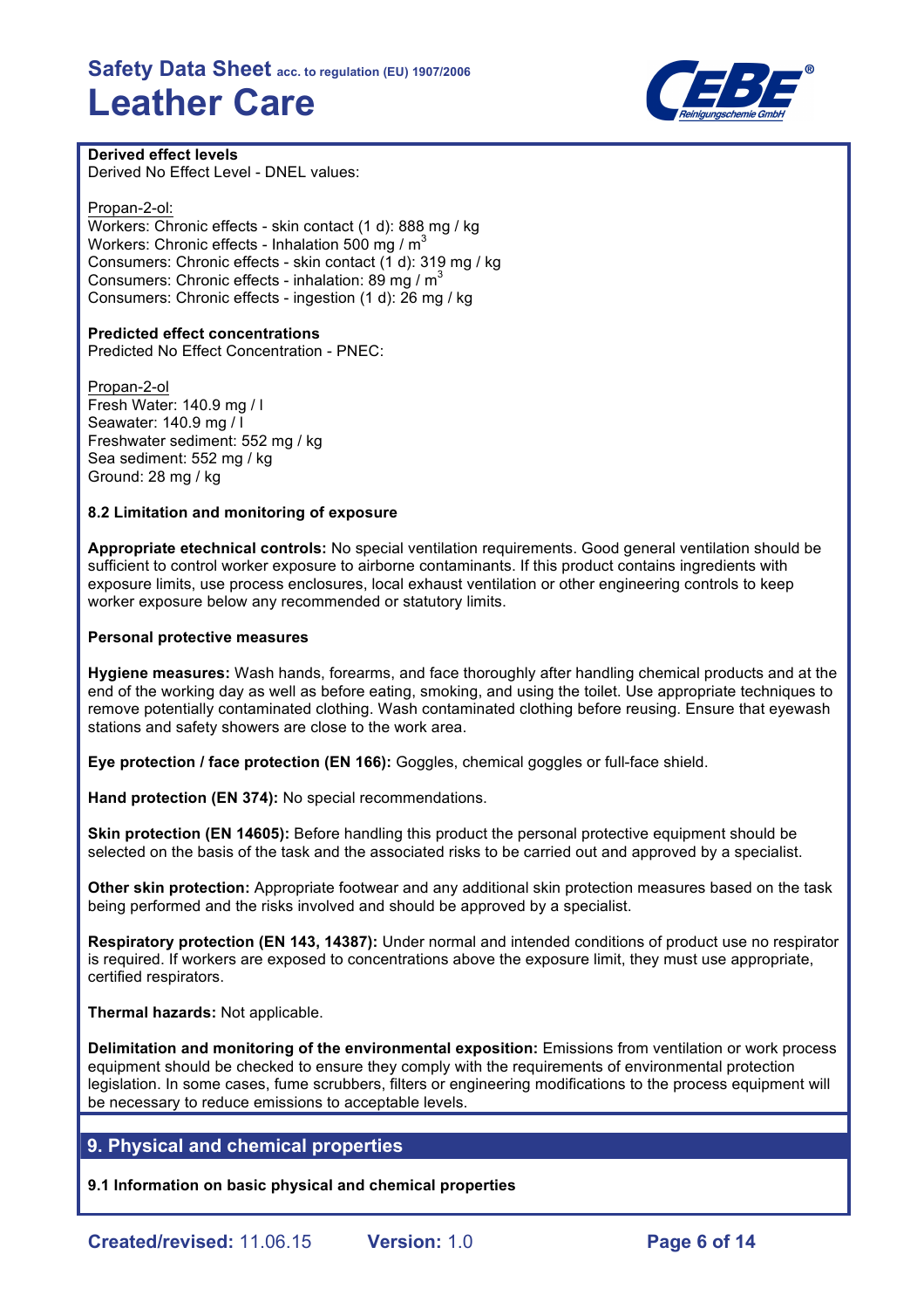**Derived effect levels**
Derived No Effect Level - DNEL values:

Propan-2-ol:
Workers: Chronic effects - skin contact (1 d): 888 mg / kg
Workers: Chronic effects - Inhalation 500 mg / $m^3$
Consumers: Chronic effects - skin contact (1 d): 319 mg / kg
Consumers: Chronic effects - inhalation: 89 mg / $m^3$
Consumers: Chronic effects - ingestion (1 d): 26 mg / kg

**Predicted effect concentrations**
Predicted No Effect Concentration - PNEC:

Propan-2-ol
Fresh Water: 140.9 mg / l
Seawater: 140.9 mg / l
Freshwater sediment: 552 mg / kg
Sea sediment: 552 mg / kg
Ground: 28 mg / kg

**8.2 Limitation and monitoring of exposure**

**Appropriate etechnical controls:** No special ventilation requirements. Good general ventilation should be sufficient to control worker exposure to airborne contaminants. If this product contains ingredients with exposure limits, use process enclosures, local exhaust ventilation or other engineering controls to keep worker exposure below any recommended or statutory limits.

**Personal protective measures**

**Hygiene measures:** Wash hands, forearms, and face thoroughly after handling chemical products and at the end of the working day as well as before eating, smoking, and using the toilet. Use appropriate techniques to remove potentially contaminated clothing. Wash contaminated clothing before reusing. Ensure that eyewash stations and safety showers are close to the work area.

**Eye protection / face protection (EN 166):** Goggles, chemical goggles or full-face shield.

**Hand protection (EN 374):** No special recommendations.

**Skin protection (EN 14605):** Before handling this product the personal protective equipment should be selected on the basis of the task and the associated risks to be carried out and approved by a specialist.

**Other skin protection:** Appropriate footwear and any additional skin protection measures based on the task being performed and the risks involved and should be approved by a specialist.

**Respiratory protection (EN 143, 14387):** Under normal and intended conditions of product use no respirator is required. If workers are exposed to concentrations above the exposure limit, they must use appropriate, certified respirators.

**Thermal hazards:** Not applicable.

**Delimitation and monitoring of the environmental exposition:** Emissions from ventilation or work process equipment should be checked to ensure they comply with the requirements of environmental protection legislation. In some cases, fume scrubbers, filters or engineering modifications to the process equipment will be necessary to reduce emissions to acceptable levels.

## 9. Physical and chemical properties

**9.1 Information on basic physical and chemical properties**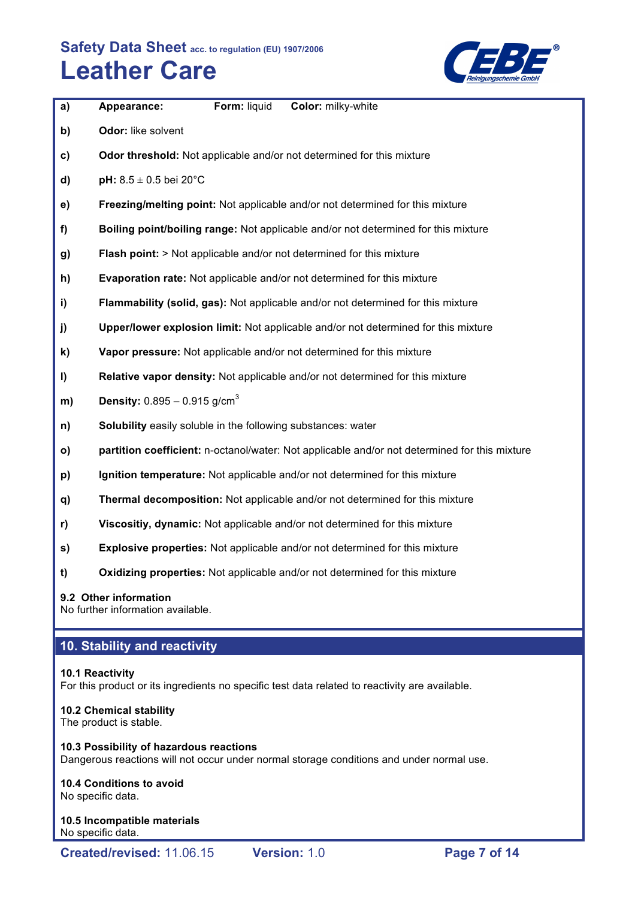**a)** **Appearance:** **Form:** liquid **Color:** milky-white

**b)** **Odor:** like solvent

**c)** **Odor threshold:** Not applicable and/or not determined for this mixture

**d)** **pH:** 8.5 ± 0.5 bei 20°C

**e)** **Freezing/melting point:** Not applicable and/or not determined for this mixture

**f)** **Boiling point/boiling range:** Not applicable and/or not determined for this mixture

**g)** **Flash point:** > Not applicable and/or not determined for this mixture

**h)** **Evaporation rate:** Not applicable and/or not determined for this mixture

**i)** **Flammability (solid, gas):** Not applicable and/or not determined for this mixture

**j)** **Upper/lower explosion limit:** Not applicable and/or not determined for this mixture

**k)** **Vapor pressure:** Not applicable and/or not determined for this mixture

**l)** **Relative vapor density:** Not applicable and/or not determined for this mixture

**m)** **Density:** 0.895 – 0.915 $g/cm^3$

**n)** **Solubility** easily soluble in the following substances: water

**o)** **partition coefficient:** n-octanol/water: Not applicable and/or not determined for this mixture

**p)** **Ignition temperature:** Not applicable and/or not determined for this mixture

**q)** **Thermal decomposition:** Not applicable and/or not determined for this mixture

**r)** **Viscositiy, dynamic:** Not applicable and/or not determined for this mixture

**s)** **Explosive properties:** Not applicable and/or not determined for this mixture

**t)** **Oxidizing properties:** Not applicable and/or not determined for this mixture

**9.2 Other information**
No further information available.

## 10. Stability and reactivity

**10.1 Reactivity**
For this product or its ingredients no specific test data related to reactivity are available.

**10.2 Chemical stability**
The product is stable.

**10.3 Possibility of hazardous reactions**
Dangerous reactions will not occur under normal storage conditions and under normal use.

**10.4 Conditions to avoid**
No specific data.

**10.5 Incompatible materials**
No specific data.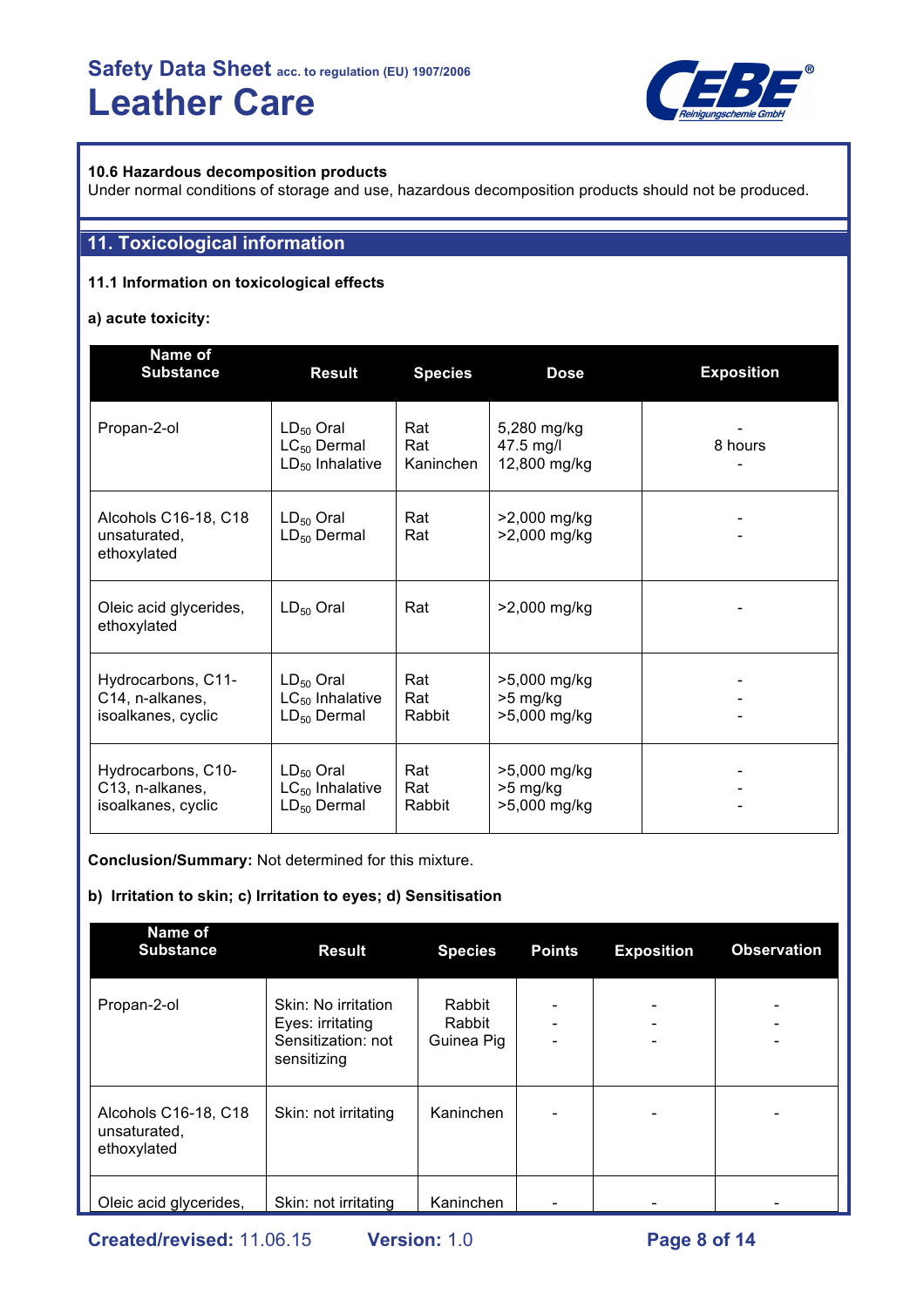#### 10.6 Hazardous decomposition products

Under normal conditions of storage and use, hazardous decomposition products should not be produced.

## 11. Toxicological information

#### 11.1 Information on toxicological effects

**a) acute toxicity:**

| Name of Substance | Result | Species | Dose | Exposition |
|---|---|---|---|---|
| Propan-2-ol | $LD_{50}$ Oral<br>$LC_{50}$ Dermal<br>$LD_{50}$ Inhalative | Rat<br>Rat<br>Kaninchen | 5,280 mg/kg<br>47.5 mg/l<br>12,800 mg/kg | -<br>8 hours<br>- |
| Alcohols C16-18, C18 unsaturated, ethoxylated | $LD_{50}$ Oral<br>$LD_{50}$ Dermal | Rat<br>Rat | >2,000 mg/kg<br>>2,000 mg/kg | -<br>- |
| Oleic acid glycerides, ethoxylated | $LD_{50}$ Oral | Rat | >2,000 mg/kg | - |
| Hydrocarbons, C11-C14, n-alkanes, isoalkanes, cyclic | $LD_{50}$ Oral<br>$LC_{50}$ Inhalative<br>$LD_{50}$ Dermal | Rat<br>Rat<br>Rabbit | >5,000 mg/kg<br>>5 mg/kg<br>>5,000 mg/kg | -<br>-<br>- |
| Hydrocarbons, C10-C13, n-alkanes, isoalkanes, cyclic | $LD_{50}$ Oral<br>$LC_{50}$ Inhalative<br>$LD_{50}$ Dermal | Rat<br>Rat<br>Rabbit | >5,000 mg/kg<br>>5 mg/kg<br>>5,000 mg/kg | -<br>-<br>- |

**Conclusion/Summary:** Not determined for this mixture.

**b) Irritation to skin; c) Irritation to eyes; d) Sensitisation**

| Name of Substance | Result | Species | Points | Exposition | Observation |
|---|---|---|---|---|---|
| Propan-2-ol | Skin: No irritation<br>Eyes: irritating<br>Sensitization: not sensitizing | Rabbit<br>Rabbit<br>Guinea Pig | -<br>-<br>- | -<br>-<br>- | -<br>-<br>- |
| Alcohols C16-18, C18 unsaturated, ethoxylated | Skin: not irritating | Kaninchen | - | - | - |
| Oleic acid glycerides, | Skin: not irritating | Kaninchen | - | - | - |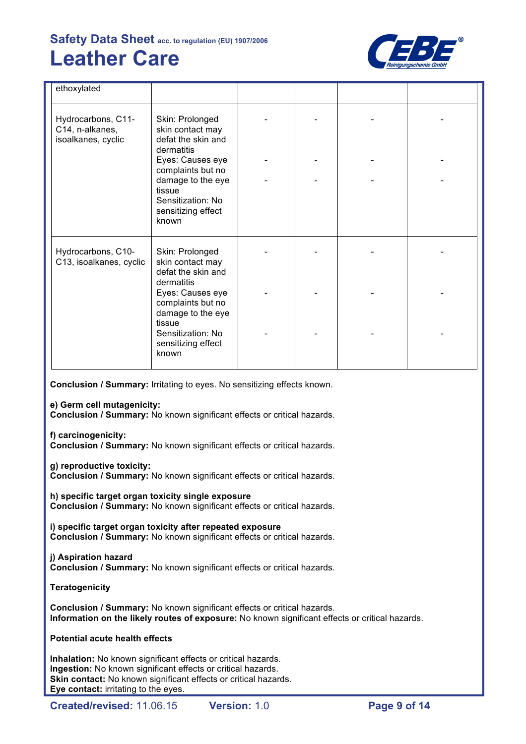| | | | | | |
|---|---|---|---|---|---|
| ethoxylated | | | | | |
| Hydrocarbons, C11-C14, n-alkanes, isoalkanes, cyclic | Skin: Prolonged skin contact may defat the skin and dermatitis<br>Eyes: Causes eye complaints but no damage to the eye tissue<br>Sensitization: No sensitizing effect known | -<br>-<br>- | -<br>-<br>- | -<br>-<br>- | -<br>-<br>- |
| Hydrocarbons, C10-C13, isoalkanes, cyclic | Skin: Prolonged skin contact may defat the skin and dermatitis<br>Eyes: Causes eye complaints but no damage to the eye tissue<br>Sensitization: No sensitizing effect known | -<br>-<br>- | -<br>-<br>- | -<br>-<br>- | -<br>-<br>- |

**Conclusion / Summary:** Irritating to eyes. No sensitizing effects known.

**e) Germ cell mutagenicity:**
**Conclusion / Summary:** No known significant effects or critical hazards.

**f) carcinogenicity:**
**Conclusion / Summary:** No known significant effects or critical hazards.

**g) reproductive toxicity:**
**Conclusion / Summary:** No known significant effects or critical hazards.

**h) specific target organ toxicity single exposure**
**Conclusion / Summary:** No known significant effects or critical hazards.

**i) specific target organ toxicity after repeated exposure**
**Conclusion / Summary:** No known significant effects or critical hazards.

**j) Aspiration hazard**
**Conclusion / Summary:** No known significant effects or critical hazards.

**Teratogenicity**

**Conclusion / Summary:** No known significant effects or critical hazards.
**Information on the likely routes of exposure:** No known significant effects or critical hazards.

**Potential acute health effects**

**Inhalation:** No known significant effects or critical hazards.
**Ingestion:** No known significant effects or critical hazards.
**Skin contact:** No known significant effects or critical hazards.
**Eye contact:** irritating to the eyes.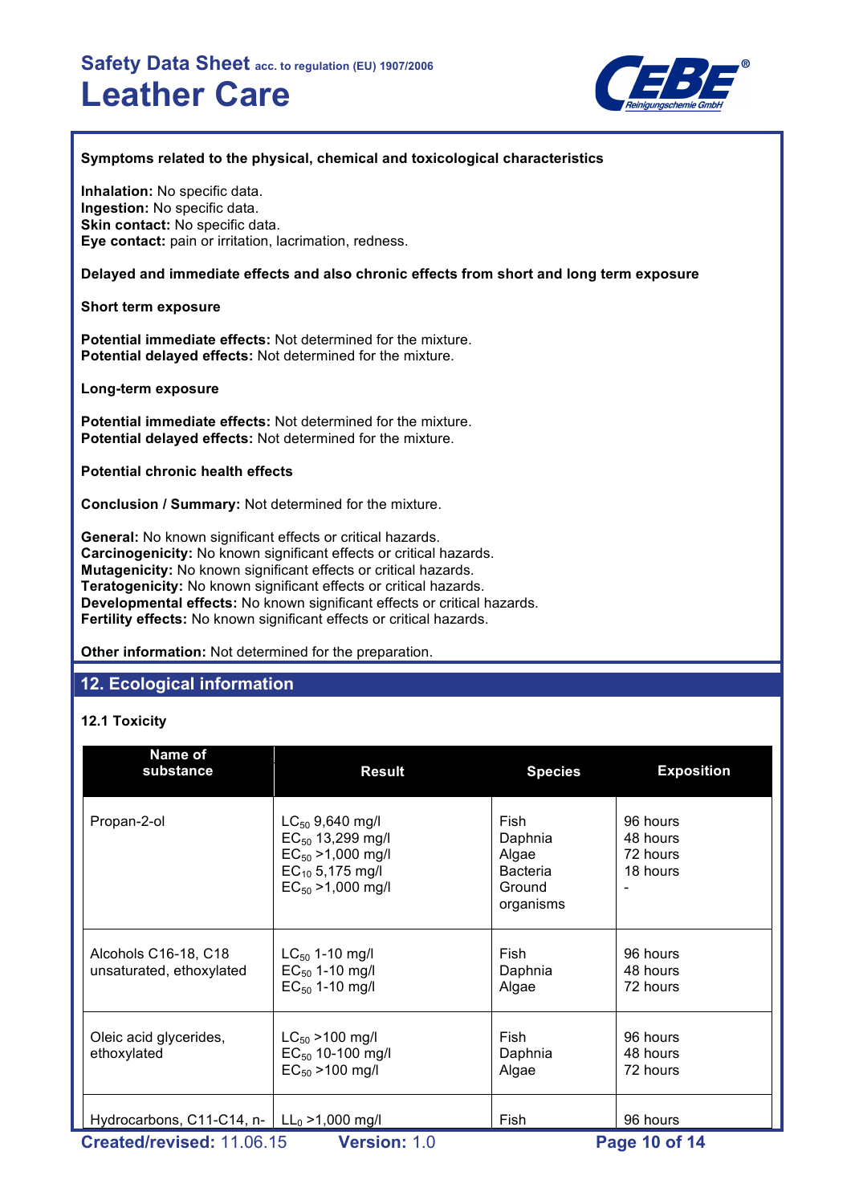**Symptoms related to the physical, chemical and toxicological characteristics**

**Inhalation:** No specific data.
**Ingestion:** No specific data.
**Skin contact:** No specific data.
**Eye contact:** pain or irritation, lacrimation, redness.

**Delayed and immediate effects and also chronic effects from short and long term exposure**

**Short term exposure**

**Potential immediate effects:** Not determined for the mixture.
**Potential delayed effects:** Not determined for the mixture.

**Long-term exposure**

**Potential immediate effects:** Not determined for the mixture.
**Potential delayed effects:** Not determined for the mixture.

**Potential chronic health effects**

**Conclusion / Summary:** Not determined for the mixture.

**General:** No known significant effects or critical hazards.
**Carcinogenicity:** No known significant effects or critical hazards.
**Mutagenicity:** No known significant effects or critical hazards.
**Teratogenicity:** No known significant effects or critical hazards.
**Developmental effects:** No known significant effects or critical hazards.
**Fertility effects:** No known significant effects or critical hazards.

**Other information:** Not determined for the preparation.

## 12. Ecological information

### 12.1 Toxicity

| Name of substance | Result | Species | Exposition |
|---|---|---|---|
| Propan-2-ol | $LC_{50}$ 9,640 mg/l<br>$EC_{50}$ 13,299 mg/l<br>$EC_{50}$ >1,000 mg/l<br>$EC_{10}$ 5,175 mg/l<br>$EC_{50}$ >1,000 mg/l | Fish<br>Daphnia<br>Algae<br>Bacteria<br>Ground organisms | 96 hours<br>48 hours<br>72 hours<br>18 hours<br>- |
| Alcohols C16-18, C18 unsaturated, ethoxylated | $LC_{50}$ 1-10 mg/l<br>$EC_{50}$ 1-10 mg/l<br>$EC_{50}$ 1-10 mg/l | Fish<br>Daphnia<br>Algae | 96 hours<br>48 hours<br>72 hours |
| Oleic acid glycerides, ethoxylated | $LC_{50}$ >100 mg/l<br>$EC_{50}$ 10-100 mg/l<br>$EC_{50}$ >100 mg/l | Fish<br>Daphnia<br>Algae | 96 hours<br>48 hours<br>72 hours |
| Hydrocarbons, C11-C14, n- | $LL_0$ >1,000 mg/l | Fish | 96 hours |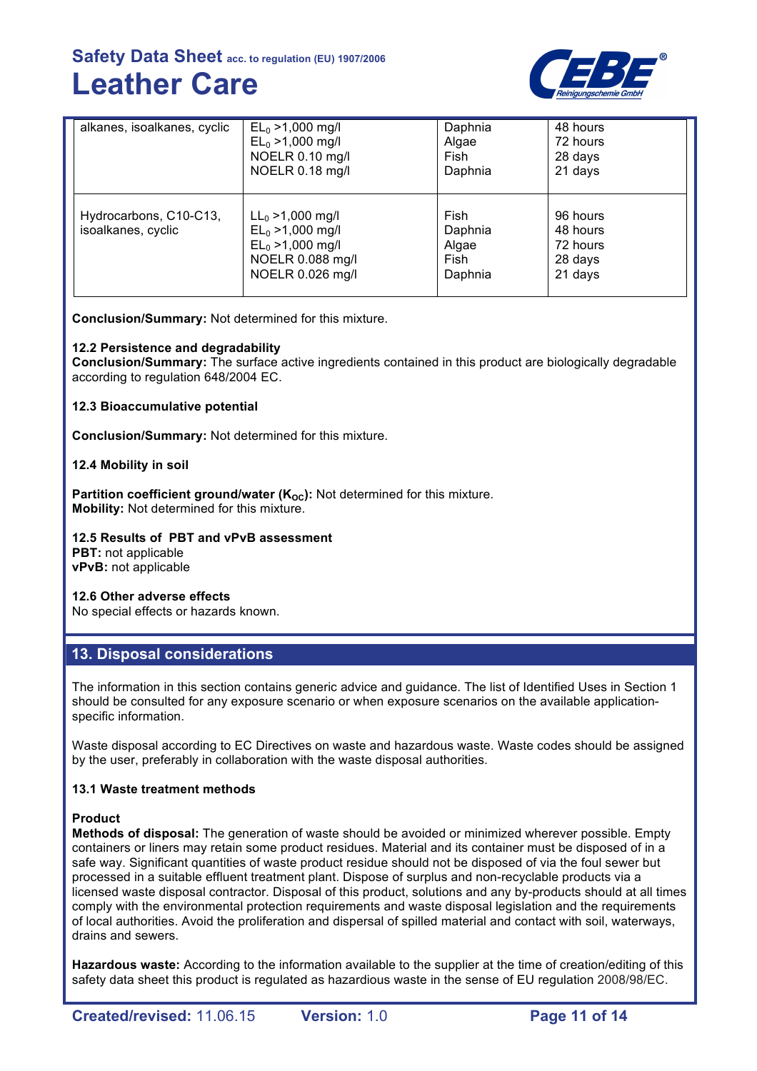| | | | |
|---|---|---|---|
| alkanes, isoalkanes, cyclic | $EL_0$ >1,000 mg/l<br>$EL_0$ >1,000 mg/l<br>NOELR 0.10 mg/l<br>NOELR 0.18 mg/l | Daphnia<br>Algae<br>Fish<br>Daphnia | 48 hours<br>72 hours<br>28 days<br>21 days |
| Hydrocarbons, C10-C13, isoalkanes, cyclic | $LL_0$ >1,000 mg/l<br>$EL_0$ >1,000 mg/l<br>$EL_0$ >1,000 mg/l<br>NOELR 0.088 mg/l<br>NOELR 0.026 mg/l | Fish<br>Daphnia<br>Algae<br>Fish<br>Daphnia | 96 hours<br>48 hours<br>72 hours<br>28 days<br>21 days |

**Conclusion/Summary:** Not determined for this mixture.

**12.2 Persistence and degradability**
**Conclusion/Summary:** The surface active ingredients contained in this product are biologically degradable according to regulation 648/2004 EC.

**12.3 Bioaccumulative potential**

**Conclusion/Summary:** Not determined for this mixture.

**12.4 Mobility in soil**

**Partition coefficient ground/water ($K_{OC}$):** Not determined for this mixture.
**Mobility:** Not determined for this mixture.

**12.5 Results of PBT and vPvB assessment**
**PBT:** not applicable
**vPvB:** not applicable

**12.6 Other adverse effects**
No special effects or hazards known.

## 13. Disposal considerations

The information in this section contains generic advice and guidance. The list of Identified Uses in Section 1 should be consulted for any exposure scenario or when exposure scenarios on the available application-specific information.

Waste disposal according to EC Directives on waste and hazardous waste. Waste codes should be assigned by the user, preferably in collaboration with the waste disposal authorities.

**13.1 Waste treatment methods**

**Product**
**Methods of disposal:** The generation of waste should be avoided or minimized wherever possible. Empty containers or liners may retain some product residues. Material and its container must be disposed of in a safe way. Significant quantities of waste product residue should not be disposed of via the foul sewer but processed in a suitable effluent treatment plant. Dispose of surplus and non-recyclable products via a licensed waste disposal contractor. Disposal of this product, solutions and any by-products should at all times comply with the environmental protection requirements and waste disposal legislation and the requirements of local authorities. Avoid the proliferation and dispersal of spilled material and contact with soil, waterways, drains and sewers.

**Hazardous waste:** According to the information available to the supplier at the time of creation/editing of this safety data sheet this product is regulated as hazardious waste in the sense of EU regulation 2008/98/EC.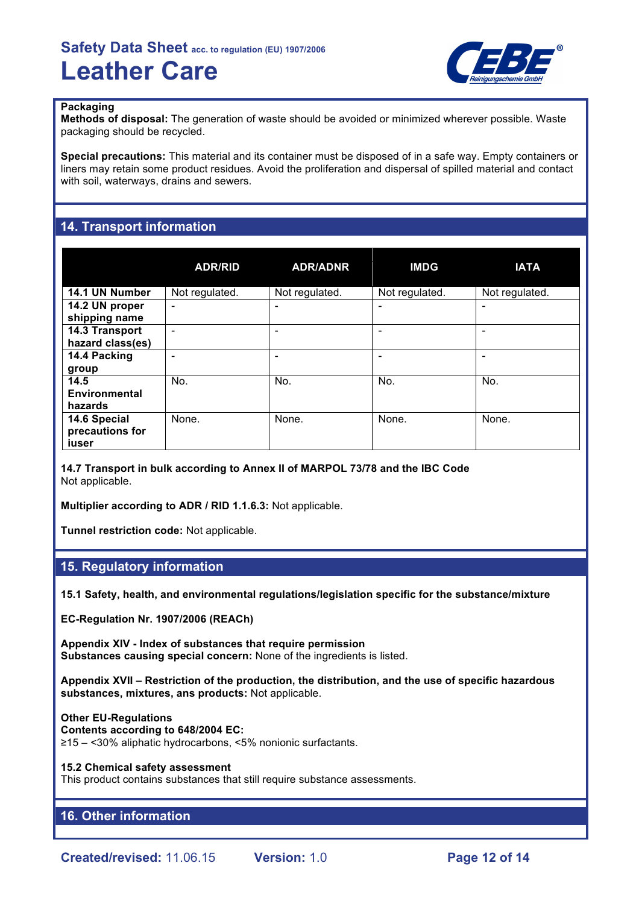**Packaging**

**Methods of disposal:** The generation of waste should be avoided or minimized wherever possible. Waste packaging should be recycled.

**Special precautions:** This material and its container must be disposed of in a safe way. Empty containers or liners may retain some product residues. Avoid the proliferation and dispersal of spilled material and contact with soil, waterways, drains and sewers.

## 14. Transport information

| | ADR/RID | ADR/ADNR | IMDG | IATA |
|---|---|---|---|---|
| **14.1 UN Number** | Not regulated. | Not regulated. | Not regulated. | Not regulated. |
| **14.2 UN proper shipping name** | - | - | - | - |
| **14.3 Transport hazard class(es)** | - | - | - | - |
| **14.4 Packing group** | - | - | - | - |
| **14.5 Environmental hazards** | No. | No. | No. | No. |
| **14.6 Special precautions for iuser** | None. | None. | None. | None. |

**14.7 Transport in bulk according to Annex II of MARPOL 73/78 and the IBC Code**
Not applicable.

**Multiplier according to ADR / RID 1.1.6.3:** Not applicable.

**Tunnel restriction code:** Not applicable.

## 15. Regulatory information

**15.1 Safety, health, and environmental regulations/legislation specific for the substance/mixture**

**EC-Regulation Nr. 1907/2006 (REACh)**

**Appendix XIV - Index of substances that require permission**
**Substances causing special concern:** None of the ingredients is listed.

**Appendix XVII – Restriction of the production, the distribution, and the use of specific hazardous substances, mixtures, ans products:** Not applicable.

**Other EU-Regulations**
**Contents according to 648/2004 EC:**
≥15 – <30% aliphatic hydrocarbons, <5% nonionic surfactants.

**15.2 Chemical safety assessment**
This product contains substances that still require substance assessments.

## 16. Other information

**Created/revised:** 11.06.15 **Version:** 1.0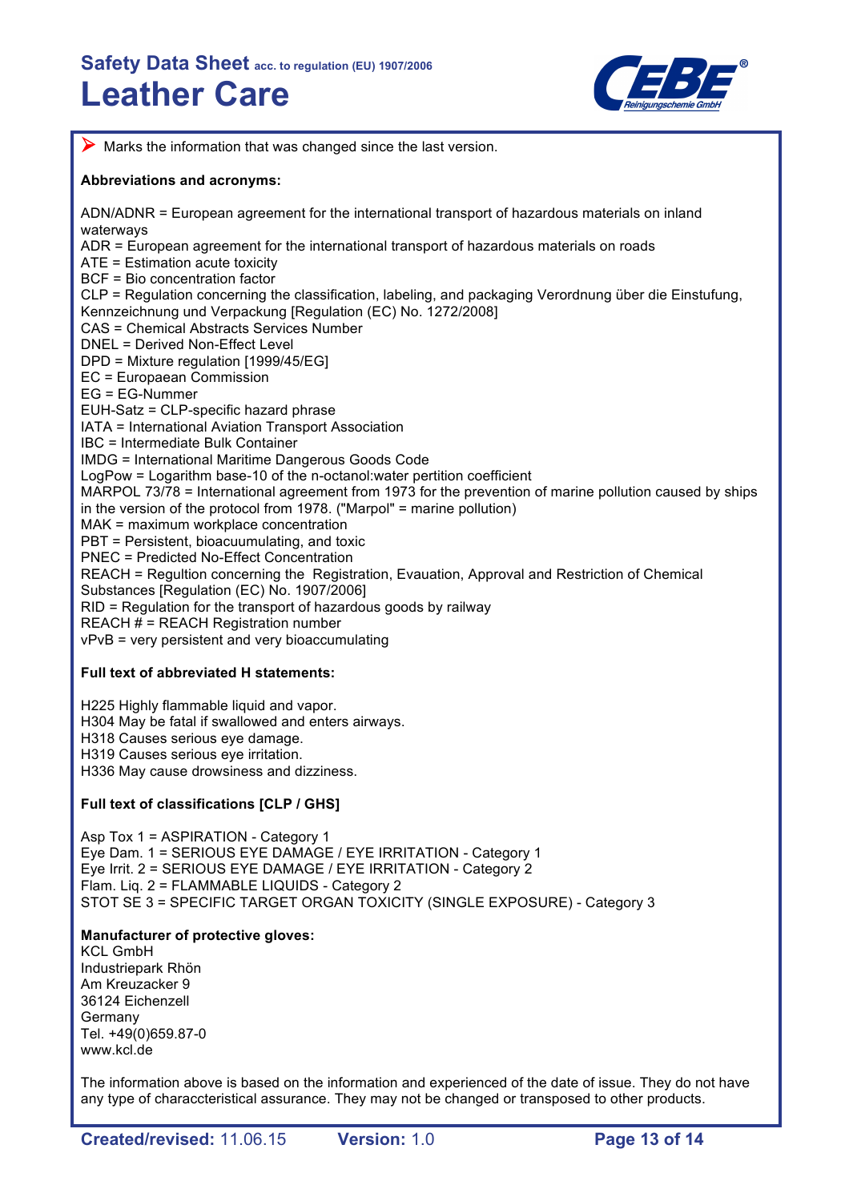➤ Marks the information that was changed since the last version.

**Abbreviations and acronyms:**

ADN/ADNR = European agreement for the international transport of hazardous materials on inland waterways
ADR = European agreement for the international transport of hazardous materials on roads
ATE = Estimation acute toxicity
BCF = Bio concentration factor
CLP = Regulation concerning the classification, labeling, and packaging Verordnung über die Einstufung, Kennzeichnung und Verpackung [Regulation (EC) No. 1272/2008]
CAS = Chemical Abstracts Services Number
DNEL = Derived Non-Effect Level
DPD = Mixture regulation [1999/45/EG]
EC = European Commission
EG = EG-Nummer
EUH-Satz = CLP-specific hazard phrase
IATA = International Aviation Transport Association
IBC = Intermediate Bulk Container
IMDG = International Maritime Dangerous Goods Code
LogPow = Logarithm base-10 of the n-octanol:water pertition coefficient
MARPOL 73/78 = International agreement from 1973 for the prevention of marine pollution caused by ships in the version of the protocol from 1978. ("Marpol" = marine pollution)
MAK = maximum workplace concentration
PBT = Persistent, bioacuumulating, and toxic
PNEC = Predicted No-Effect Concentration
REACH = Regultion concerning the Registration, Evauation, Approval and Restriction of Chemical Substances [Regulation (EC) No. 1907/2006]
RID = Regulation for the transport of hazardous goods by railway
REACH # = REACH Registration number
vPvB = very persistent and very bioaccumulating

**Full text of abbreviated H statements:**

H225 Highly flammable liquid and vapor.
H304 May be fatal if swallowed and enters airways.
H318 Causes serious eye damage.
H319 Causes serious eye irritation.
H336 May cause drowsiness and dizziness.

**Full text of classifications [CLP / GHS]**

Asp Tox 1 = ASPIRATION - Category 1
Eye Dam. 1 = SERIOUS EYE DAMAGE / EYE IRRITATION - Category 1
Eye Irrit. 2 = SERIOUS EYE DAMAGE / EYE IRRITATION - Category 2
Flam. Liq. 2 = FLAMMABLE LIQUIDS - Category 2
STOT SE 3 = SPECIFIC TARGET ORGAN TOXICITY (SINGLE EXPOSURE) - Category 3

**Manufacturer of protective gloves:**
KCL GmbH
Industriepark Rhön
Am Kreuzacker 9
36124 Eichenzell
Germany
Tel. +49(0)659.87-0
www.kcl.de

The information above is based on the information and experienced of the date of issue. They do not have any type of characcteristical assurance. They may not be changed or transposed to other products.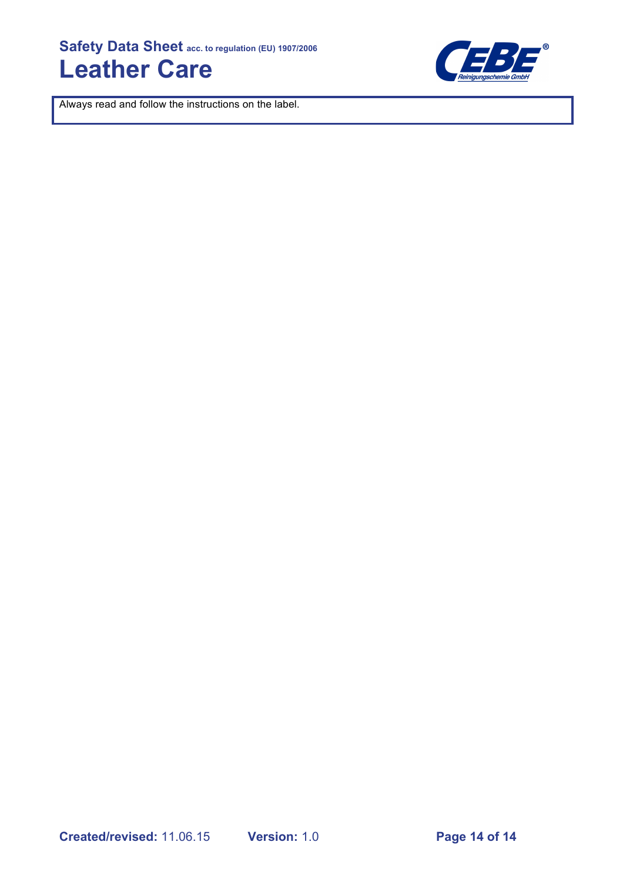Always read and follow the instructions on the label.